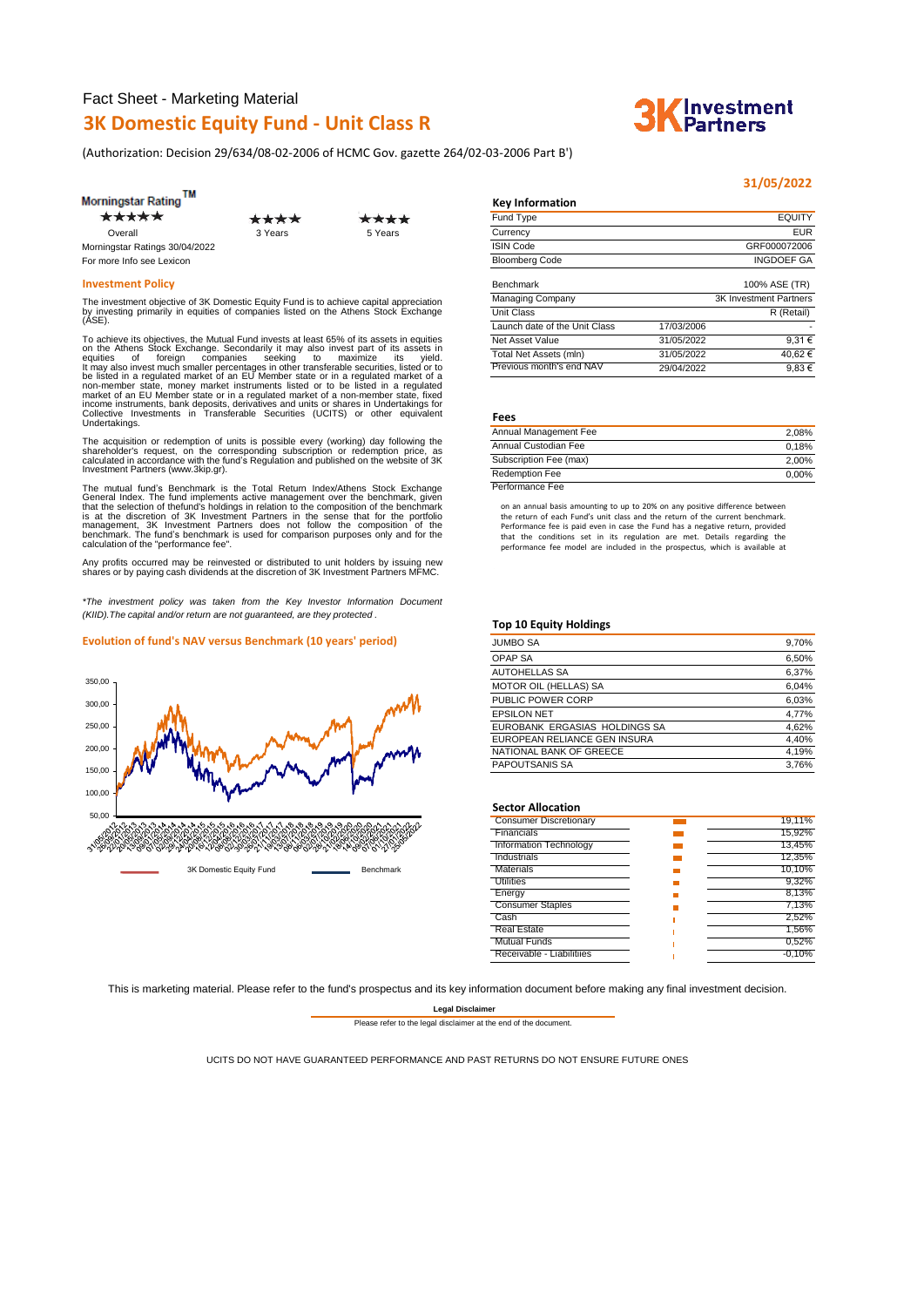Fact Sheet - Marketing Material

# 3K Domestic Equity Fund - Unit Class R

(Authorization: Decision 29/634/08-02-2006 of HCMC Gov. gazette 264/02-03-2006 Part B')

**31/05/2022**

## Morningstar Rating™

| ★★★★★ | ★★★★ | ★★★★ |
|---|---|---|
| Overall | 3 Years | 5 Years |

Morningstar Ratings 30/04/2022

For more Info see Lexicon

## Investment Policy

The investment objective of 3K Domestic Equity Fund is to achieve capital appreciation by investing primarily in equities of companies listed on the Athens Stock Exchange (ASE).

To achieve its objectives, the Mutual Fund invests at least 65% of its assets in equities on the Athens Stock Exchange. Secondarily it may also invest part of its assets in equities of foreign companies seeking to maximize its yield. It may also invest much smaller percentages in other transferable securities, listed or to be listed in a regulated market of an EU Member state or in a regulated market of a non-member state, money market instruments listed or to be listed in a regulated market of an EU Member state or in a regulated market of a non-member state, fixed income instruments, bank deposits, derivatives and units or shares in Undertakings for Collective Investments in Transferable Securities (UCITS) or other equivalent Undertakings.

The acquisition or redemption of units is possible every (working) day following the shareholder's request, on the corresponding subscription or redemption price, as calculated in accordance with the fund's Regulation and published on the website of 3K Investment Partners (www.3kip.gr).

The mutual fund's Benchmark is the Total Return Index/Athens Stock Exchange General Index. The fund implements active management over the benchmark, given that the selection of thefund's holdings in relation to the composition of the benchmark is at the discretion of 3K Investment Partners in the sense that for the portfolio management, 3K Investment Partners does not follow the composition of the benchmark. The fund's benchmark is used for comparison purposes only and for the calculation of the "performance fee".

Any profits occurred may be reinvested or distributed to unit holders by issuing new shares or by paying cash dividends at the discretion of 3K Investment Partners MFMC.

*\*The investment policy was taken from the Key Investor Information Document (KIID).The capital and/or return are not guaranteed, are they protected .*

## Evolution of fund's NAV versus Benchmark (10 years' period)

Legend: 3K Domestic Equity Fund — Benchmark

## Key Information

| | | |
|---|---|---|
| Fund Type | | EQUITY |
| Currency | | EUR |
| ISIN Code | | GRF000072006 |
| Bloomberg Code | | INGDOEF GA |
| Benchmark | | 100% ASE (TR) |
| Managing Company | | 3K Investment Partners |
| Unit Class | | R (Retail) |
| Launch date of the Unit Class | 17/03/2006 | - |
| Net Asset Value | 31/05/2022 | 9,31 € |
| Total Net Assets (mln) | 31/05/2022 | 40,62 € |
| Previous month's end NAV | 29/04/2022 | 9,83 € |

## Fees

| | |
|---|---|
| Annual Management Fee | 2,08% |
| Annual Custodian Fee | 0,18% |
| Subscription Fee (max) | 2,00% |
| Redemption Fee | 0,00% |
| Performance Fee | |

on an annual basis amounting to up to 20% on any positive difference between the return of each Fund's unit class and the return of the current benchmark. Performance fee is paid even in case the Fund has a negative return, provided that the conditions set in its regulation are met. Details regarding the performance fee model are included in the prospectus, which is available at

## Top 10 Equity Holdings

| | |
|---|---|
| JUMBO SA | 9,70% |
| OPAP SA | 6,50% |
| AUTOHELLAS SA | 6,37% |
| MOTOR OIL (HELLAS) SA | 6,04% |
| PUBLIC POWER CORP | 6,03% |
| EPSILON NET | 4,77% |
| EUROBANK ERGASIAS HOLDINGS SA | 4,62% |
| EUROPEAN RELIANCE GEN INSURA | 4,40% |
| NATIONAL BANK OF GREECE | 4,19% |
| PAPOUTSANIS SA | 3,76% |

## Sector Allocation

| | |
|---|---|
| Consumer Discretionary | 19,11% |
| Financials | 15,92% |
| Information Technology | 13,45% |
| Industrials | 12,35% |
| Materials | 10,10% |
| Utilities | 9,32% |
| Energy | 8,13% |
| Consumer Staples | 7,13% |
| Cash | 2,52% |
| Real Estate | 1,56% |
| Mutual Funds | 0,52% |
| Receivable - Liabilities | -0,10% |

This is marketing material. Please refer to the fund's prospectus and its key information document before making any final investment decision.

**Legal Disclaimer**

Please refer to the legal disclaimer at the end of the document.

UCITS DO NOT HAVE GUARANTEED PERFORMANCE AND PAST RETURNS DO NOT ENSURE FUTURE ONES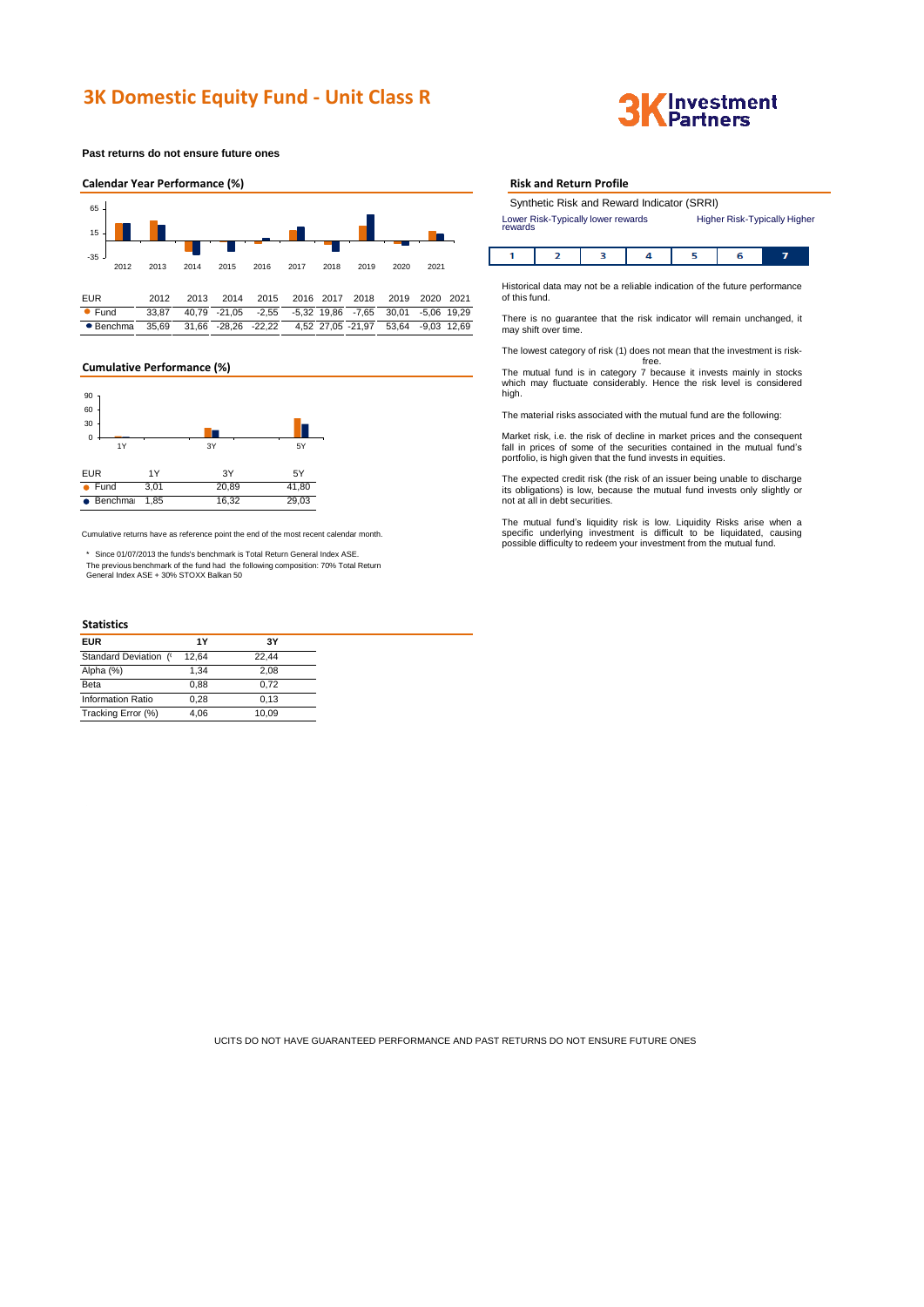# 3K Domestic Equity Fund - Unit Class R

**Past returns do not ensure future ones**

## Calendar Year Performance (%)

| EUR | 2012 | 2013 | 2014 | 2015 | 2016 | 2017 | 2018 | 2019 | 2020 | 2021 |
|---|---|---|---|---|---|---|---|---|---|---|
| Fund | 33,87 | 40,79 | -21,05 | -2,55 | -5,32 | 19,86 | -7,65 | 30,01 | -5,06 | 19,29 |
| Benchma | 35,69 | 31,66 | -28,26 | -22,22 | 4,52 | 27,05 | -21,97 | 53,64 | -9,03 | 12,69 |

## Cumulative Performance (%)

| EUR | 1Y | 3Y | 5Y |
|---|---|---|---|
| Fund | 3,01 | 20,89 | 41,80 |
| Benchmai | 1,85 | 16,32 | 29,03 |

Cumulative returns have as reference point the end of the most recent calendar month.

\* Since 01/07/2013 the funds's benchmark is Total Return General Index ASE.
The previous benchmark of the fund had the following composition: 70% Total Return General Index ASE + 30% STOXX Balkan 50

## Statistics

| EUR | 1Y | 3Y |
|---|---|---|
| Standard Deviation (( | 12,64 | 22,44 |
| Alpha (%) | 1,34 | 2,08 |
| Beta | 0,88 | 0,72 |
| Information Ratio | 0,28 | 0,13 |
| Tracking Error (%) | 4,06 | 10,09 |

## Risk and Return Profile

Synthetic Risk and Reward Indicator (SRRI)

Lower Risk-Typically lower rewards — Higher Risk-Typically Higher rewards

| 1 | 2 | 3 | 4 | 5 | 6 | **7** |
|---|---|---|---|---|---|---|

Historical data may not be a reliable indication of the future performance of this fund.

There is no guarantee that the risk indicator will remain unchanged, it may shift over time.

The lowest category of risk (1) does not mean that the investment is risk-free.

The mutual fund is in category 7 because it invests mainly in stocks which may fluctuate considerably. Hence the risk level is considered high.

The material risks associated with the mutual fund are the following:

Market risk, i.e. the risk of decline in market prices and the consequent fall in prices of some of the securities contained in the mutual fund's portfolio, is high given that the fund invests in equities.

The expected credit risk (the risk of an issuer being unable to discharge its obligations) is low, because the mutual fund invests only slightly or not at all in debt securities.

The mutual fund's liquidity risk is low. Liquidity Risks arise when a specific underlying investment is difficult to be liquidated, causing possible difficulty to redeem your investment from the mutual fund.

UCITS DO NOT HAVE GUARANTEED PERFORMANCE AND PAST RETURNS DO NOT ENSURE FUTURE ONES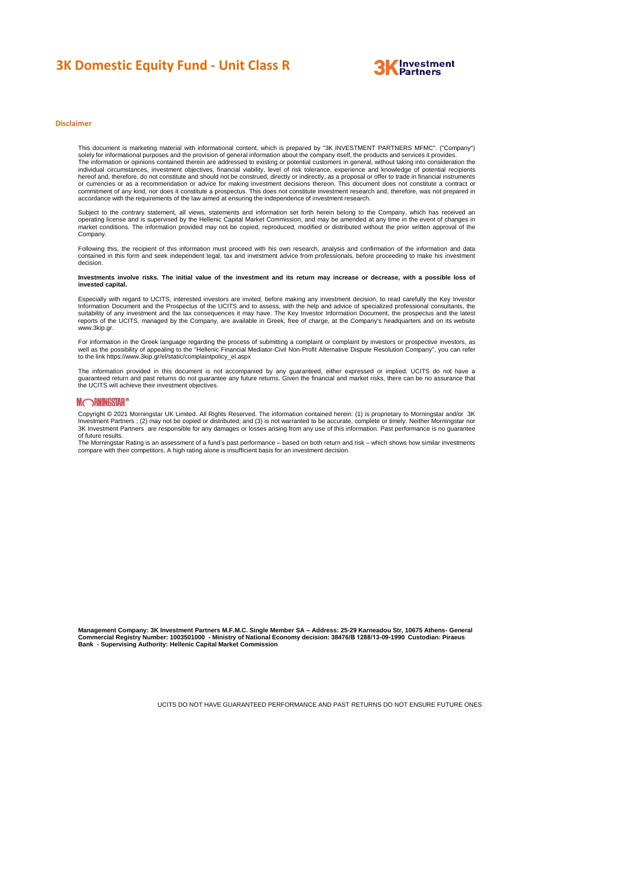# 3K Domestic Equity Fund - Unit Class R

## Disclaimer

This document is marketing material with informational content, which is prepared by "3K INVESTMENT PARTNERS MFMC". ("Company") solely for informational purposes and the provision of general information about the company itself, the products and services it provides. The information or opinions contained therein are addressed to existing or potential customers in general, without taking into consideration the individual circumstances, investment objectives, financial viability, level of risk tolerance, experience and knowledge of potential recipients hereof and, therefore, do not constitute and should not be construed, directly or indirectly, as a proposal or offer to trade in financial instruments or currencies or as a recommendation or advice for making investment decisions thereon. This document does not constitute a contract or commitment of any kind, nor does it constitute a prospectus. This does not constitute investment research and, therefore, was not prepared in accordance with the requirements of the law aimed at ensuring the independence of investment research.

Subject to the contrary statement, all views, statements and information set forth herein belong to the Company, which has received an operating license and is supervised by the Hellenic Capital Market Commission, and may be amended at any time in the event of changes in market conditions. The information provided may not be copied, reproduced, modified or distributed without the prior written approval of the Company.

Following this, the recipient of this information must proceed with his own research, analysis and confirmation of the information and data contained in this form and seek independent legal, tax and investment advice from professionals, before proceeding to make his investment decision.

**Investments involve risks. The initial value of the investment and its return may increase or decrease, with a possible loss of invested capital.**

Especially with regard to UCITS, interested investors are invited, before making any investment decision, to read carefully the Key Investor Information Document and the Prospectus of the UCITS and to assess, with the help and advice of specialized professional consultants, the suitability of any investment and the tax consequences it may have. The Key Investor Information Document, the prospectus and the latest reports of the UCITS, managed by the Company, are available in Greek, free of charge, at the Company's headquarters and on its website www.3kip.gr.

For information in the Greek language regarding the process of submitting a complaint or complaint by investors or prospective investors, as well as the possibility of appealing to the "Hellenic Financial Mediator-Civil Non-Profit Alternative Dispute Resolution Company", you can refer to the link https://www.3kip.gr/el/static/complaintpolicy_el.aspx

The information provided in this document is not accompanied by any guaranteed, either expressed or implied. UCITS do not have a guaranteed return and past returns do not guarantee any future returns. Given the financial and market risks, there can be no assurance that the UCITS will achieve their investment objectives.

MORNINGSTAR®

Copyright © 2021 Morningstar UK Limited. All Rights Reserved. The information contained herein: (1) is proprietary to Morningstar and/or 3K Investment Partners ; (2) may not be copied or distributed; and (3) is not warranted to be accurate, complete or timely. Neither Morningstar nor 3K Investment Partners are responsible for any damages or losses arising from any use of this information. Past performance is no guarantee of future results.
The Morningstar Rating is an assessment of a fund's past performance – based on both return and risk – which shows how similar investments compare with their competitors. A high rating alone is insufficient basis for an investment decision.

**Management Company: 3K Investment Partners M.F.M.C. Single Member SA – Address: 25-29 Karneadou Str, 10675 Athens- General Commercial Registry Number: 1003501000 - Ministry of National Economy decision: 38476/B 1288/13-09-1990 Custodian: Piraeus Bank - Supervising Authority: Hellenic Capital Market Commission**

UCITS DO NOT HAVE GUARANTEED PERFORMANCE AND PAST RETURNS DO NOT ENSURE FUTURE ONES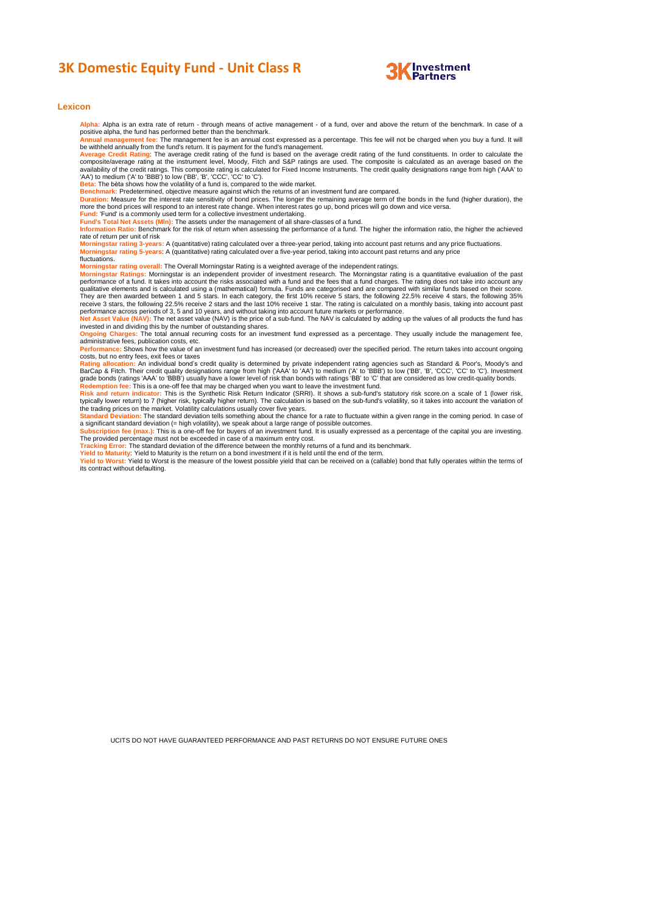# 3K Domestic Equity Fund - Unit Class R

## Lexicon

**Alpha:** Alpha is an extra rate of return - through means of active management - of a fund, over and above the return of the benchmark. In case of a positive alpha, the fund has performed better than the benchmark.

**Annual management fee:** The management fee is an annual cost expressed as a percentage. This fee will not be charged when you buy a fund. It will be withheld annually from the fund's return. It is payment for the fund's management.

**Average Credit Rating**: The average credit rating of the fund is based on the average credit rating of the fund constituents. In order to calculate the composite/average rating at the instrument level, Moody, Fitch and S&P ratings are used. The composite is calculated as an average based on the availability of the credit ratings. This composite rating is calculated for Fixed Income Instruments. The credit quality designations range from high ('AAA' to 'AA') to medium ('A' to 'BBB') to low ('BB', 'B', 'CCC', 'CC' to 'C').

**Beta:** The bèta shows how the volatility of a fund is, compared to the wide market.

**Benchmark:** Predetermined, objective measure against which the returns of an investment fund are compared.

**Duration:** Measure for the interest rate sensitivity of bond prices. The longer the remaining average term of the bonds in the fund (higher duration), the more the bond prices will respond to an interest rate change. When interest rates go up, bond prices will go down and vice versa.

**Fund:** 'Fund' is a commonly used term for a collective investment undertaking.

**Fund's Total Net Assets (Mln):** The assets under the management of all share-classes of a fund.

**Information Ratio:** Benchmark for the risk of return when assessing the performance of a fund. The higher the information ratio, the higher the achieved rate of return per unit of risk

**Morningstar rating 3-years:** A (quantitative) rating calculated over a three-year period, taking into account past returns and any price fluctuations.

**Morningstar rating 5-years:** A (quantitative) rating calculated over a five-year period, taking into account past returns and any price fluctuations.

**Morningstar rating overall:** The Overall Morningstar Rating is a weighted average of the independent ratings.

**Morningstar Ratings:** Morningstar is an independent provider of investment research. The Morningstar rating is a quantitative evaluation of the past performance of a fund. It takes into account the risks associated with a fund and the fees that a fund charges. The rating does not take into account any qualitative elements and is calculated using a (mathematical) formula. Funds are categorised and are compared with similar funds based on their score. They are then awarded between 1 and 5 stars. In each category, the first 10% receive 5 stars, the following 22.5% receive 4 stars, the following 35% receive 3 stars, the following 22.5% receive 2 stars and the last 10% receive 1 star. The rating is calculated on a monthly basis, taking into account past performance across periods of 3, 5 and 10 years, and without taking into account future markets or performance.

**Net Asset Value (NAV):** The net asset value (NAV) is the price of a sub-fund. The NAV is calculated by adding up the values of all products the fund has invested in and dividing this by the number of outstanding shares.

**Ongoing Charges:** The total annual recurring costs for an investment fund expressed as a percentage. They usually include the management fee, administrative fees, publication costs, etc.

**Performance:** Shows how the value of an investment fund has increased (or decreased) over the specified period. The return takes into account ongoing costs, but no entry fees, exit fees or taxes

**Rating allocation:** An individual bond's credit quality is determined by private independent rating agencies such as Standard & Poor's, Moody's and BarCap & Fitch. Their credit quality designations range from high ('AAA' to 'AA') to medium ('A' to 'BBB') to low ('BB', 'B', 'CCC', 'CC' to 'C'). Investment grade bonds (ratings 'AAA' to 'BBB') usually have a lower level of risk than bonds with ratings 'BB' to 'C' that are considered as low credit-quality bonds.

**Redemption fee:** This is a one-off fee that may be charged when you want to leave the investment fund.

**Risk and return indicator:** This is the Synthetic Risk Return Indicator (SRRI). It shows a sub-fund's statutory risk score.on a scale of 1 (lower risk, typically lower return) to 7 (higher risk, typically higher return). The calculation is based on the sub-fund's volatility, so it takes into account the variation of the trading prices on the market. Volatility calculations usually cover five years.

**Standard Deviation:** The standard deviation tells something about the chance for a rate to fluctuate within a given range in the coming period. In case of a significant standard deviation (= high volatility), we speak about a large range of possible outcomes.

**Subscription fee (max.):** This is a one-off fee for buyers of an investment fund. It is usually expressed as a percentage of the capital you are investing. The provided percentage must not be exceeded in case of a maximum entry cost.

**Tracking Error:** The standard deviation of the difference between the monthly returns of a fund and its benchmark.

**Yield to Maturity**: Yield to Maturity is the return on a bond investment if it is held until the end of the term.

**Yield to Worst:** Yield to Worst is the measure of the lowest possible yield that can be received on a (callable) bond that fully operates within the terms of its contract without defaulting.

UCITS DO NOT HAVE GUARANTEED PERFORMANCE AND PAST RETURNS DO NOT ENSURE FUTURE ONES